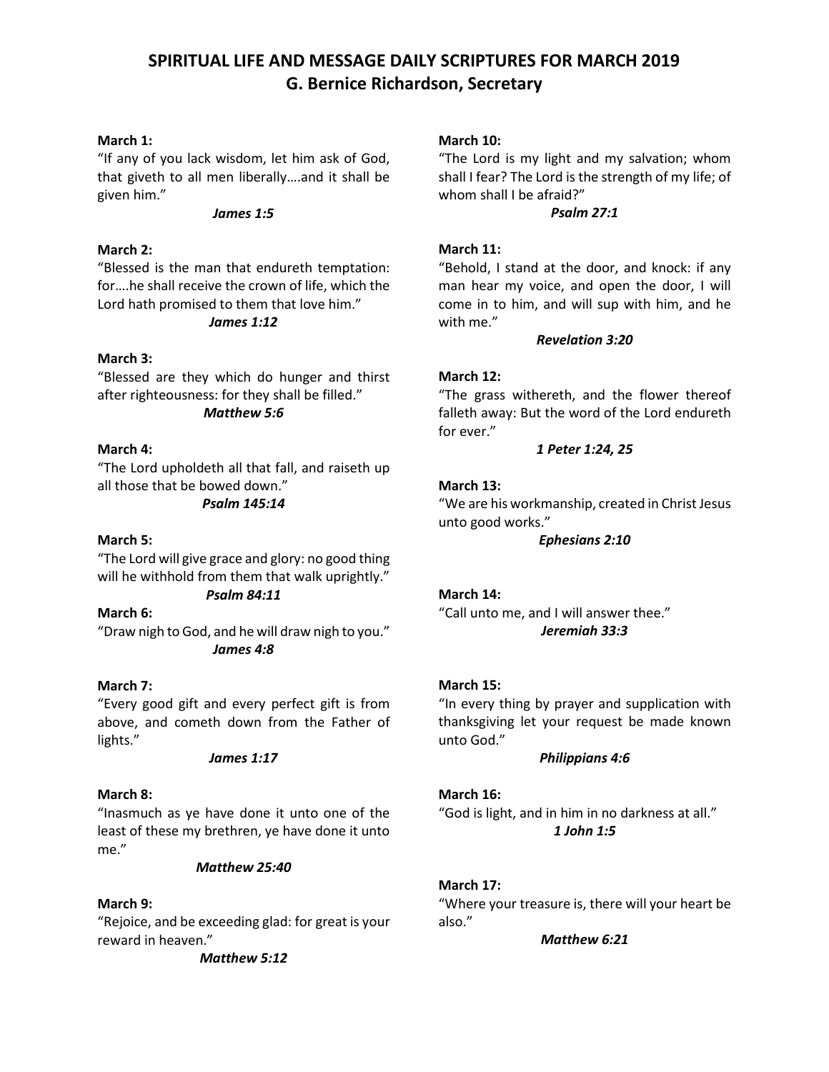# SPIRITUAL LIFE AND MESSAGE DAILY SCRIPTURES FOR MARCH 2019
## G. Bernice Richardson, Secretary

**March 1:**
"If any of you lack wisdom, let him ask of God, that giveth to all men liberally….and it shall be given him."

***James 1:5***

**March 2:**
"Blessed is the man that endureth temptation: for….he shall receive the crown of life, which the Lord hath promised to them that love him."

***James 1:12***

**March 3:**
"Blessed are they which do hunger and thirst after righteousness: for they shall be filled."

***Matthew 5:6***

**March 4:**
"The Lord upholdeth all that fall, and raiseth up all those that be bowed down."

***Psalm 145:14***

**March 5:**
"The Lord will give grace and glory: no good thing will he withhold from them that walk uprightly."

***Psalm 84:11***

**March 6:**
"Draw nigh to God, and he will draw nigh to you."

***James 4:8***

**March 7:**
"Every good gift and every perfect gift is from above, and cometh down from the Father of lights."

***James 1:17***

**March 8:**
"Inasmuch as ye have done it unto one of the least of these my brethren, ye have done it unto me."

***Matthew 25:40***

**March 9:**
"Rejoice, and be exceeding glad: for great is your reward in heaven."

***Matthew 5:12***

**March 10:**
"The Lord is my light and my salvation; whom shall I fear? The Lord is the strength of my life; of whom shall I be afraid?"

***Psalm 27:1***

**March 11:**
"Behold, I stand at the door, and knock: if any man hear my voice, and open the door, I will come in to him, and will sup with him, and he with me."

***Revelation 3:20***

**March 12:**
"The grass withereth, and the flower thereof falleth away: But the word of the Lord endureth for ever."

***1 Peter 1:24, 25***

**March 13:**
"We are his workmanship, created in Christ Jesus unto good works."

***Ephesians 2:10***

**March 14:**
"Call unto me, and I will answer thee."

***Jeremiah 33:3***

**March 15:**
"In every thing by prayer and supplication with thanksgiving let your request be made known unto God."

***Philippians 4:6***

**March 16:**
"God is light, and in him in no darkness at all."

***1 John 1:5***

**March 17:**
"Where your treasure is, there will your heart be also."

***Matthew 6:21***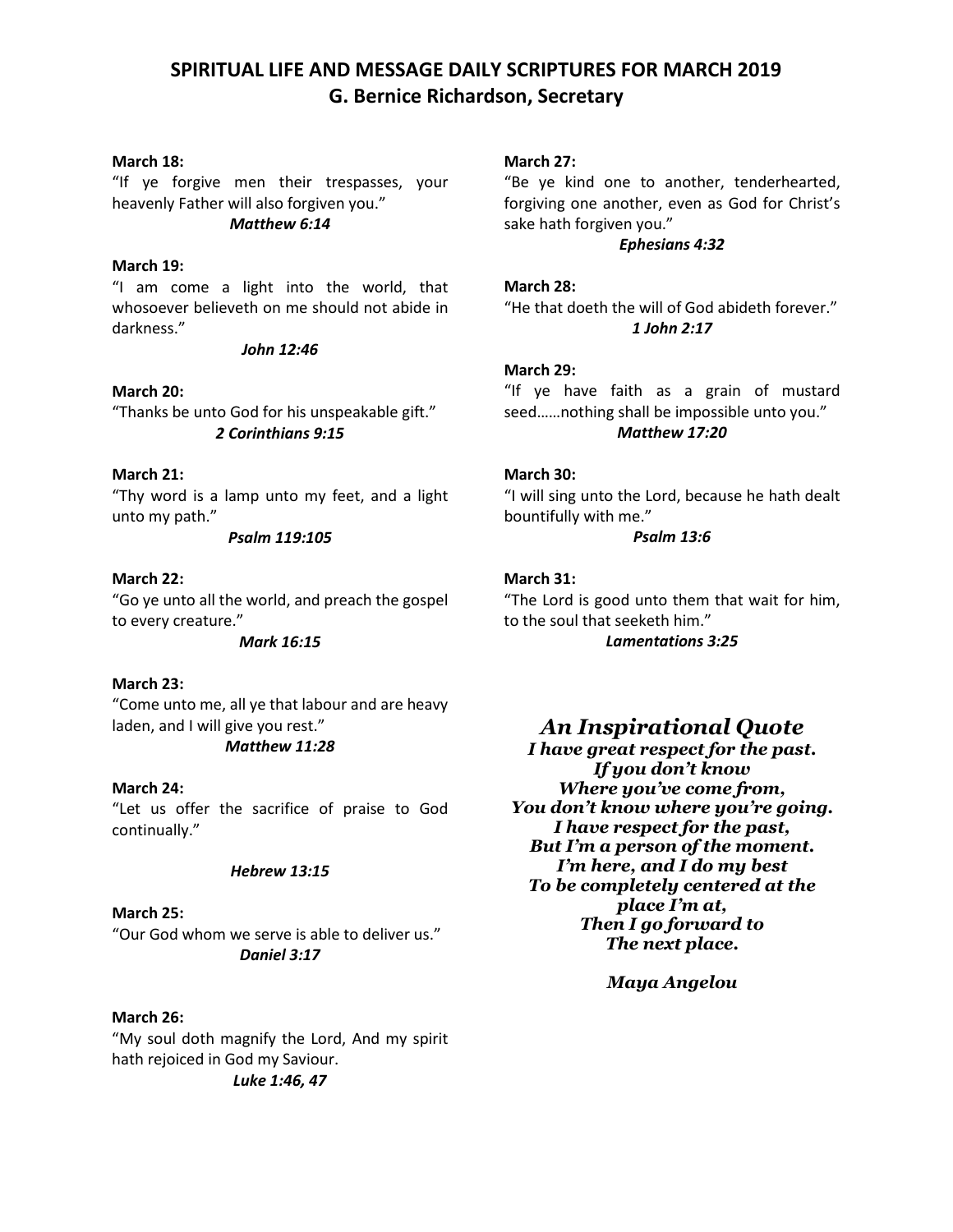## SPIRITUAL LIFE AND MESSAGE DAILY SCRIPTURES FOR MARCH 2019
## G. Bernice Richardson, Secretary

**March 18:**
"If ye forgive men their trespasses, your heavenly Father will also forgiven you."
***Matthew 6:14***

**March 19:**
"I am come a light into the world, that whosoever believeth on me should not abide in darkness."
***John 12:46***

**March 20:**
"Thanks be unto God for his unspeakable gift."
***2 Corinthians 9:15***

**March 21:**
"Thy word is a lamp unto my feet, and a light unto my path."
***Psalm 119:105***

**March 22:**
"Go ye unto all the world, and preach the gospel to every creature."
***Mark 16:15***

**March 23:**
"Come unto me, all ye that labour and are heavy laden, and I will give you rest."
***Matthew 11:28***

**March 24:**
"Let us offer the sacrifice of praise to God continually."
***Hebrew 13:15***

**March 25:**
"Our God whom we serve is able to deliver us."
***Daniel 3:17***

**March 26:**
"My soul doth magnify the Lord, And my spirit hath rejoiced in God my Saviour.
***Luke 1:46, 47***

**March 27:**
"Be ye kind one to another, tenderhearted, forgiving one another, even as God for Christ's sake hath forgiven you."
***Ephesians 4:32***

**March 28:**
"He that doeth the will of God abideth forever."
***1 John 2:17***

**March 29:**
"If ye have faith as a grain of mustard seed……nothing shall be impossible unto you."
***Matthew 17:20***

**March 30:**
"I will sing unto the Lord, because he hath dealt bountifully with me."
***Psalm 13:6***

**March 31:**
"The Lord is good unto them that wait for him, to the soul that seeketh him."
***Lamentations 3:25***

### *An Inspirational Quote*

***I have great respect for the past.***
***If you don't know***
***Where you've come from,***
***You don't know where you're going.***
***I have respect for the past,***
***But I'm a person of the moment.***
***I'm here, and I do my best***
***To be completely centered at the***
***place I'm at,***
***Then I go forward to***
***The next place.***

***Maya Angelou***